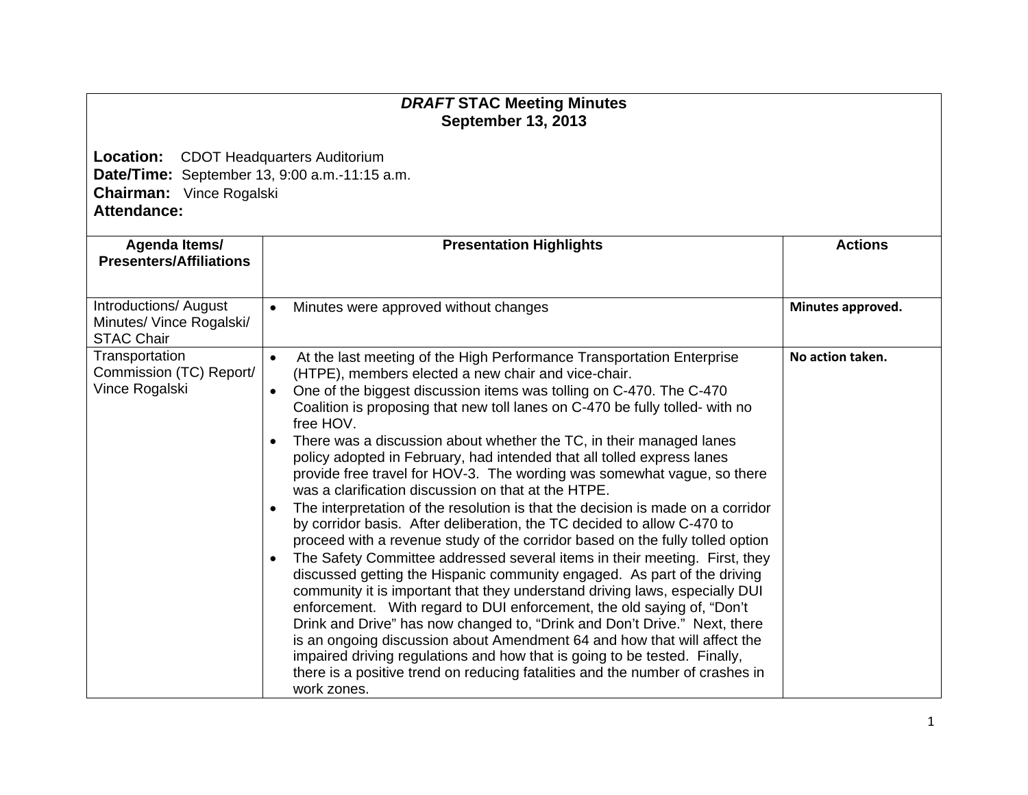# *DRAFT* STAC Meeting Minutes
## September 13, 2013

**Location:** CDOT Headquarters Auditorium
**Date/Time:** September 13, 9:00 a.m.-11:15 a.m.
**Chairman:** Vince Rogalski
**Attendance:**

| Agenda Items/ Presenters/Affiliations | Presentation Highlights | Actions |
|---|---|---|
| Introductions/ August Minutes/ Vince Rogalski/ STAC Chair | • Minutes were approved without changes | **Minutes approved.** |
| Transportation Commission (TC) Report/ Vince Rogalski | • At the last meeting of the High Performance Transportation Enterprise (HTPE), members elected a new chair and vice-chair.<br>• One of the biggest discussion items was tolling on C-470. The C-470 Coalition is proposing that new toll lanes on C-470 be fully tolled- with no free HOV.<br>• There was a discussion about whether the TC, in their managed lanes policy adopted in February, had intended that all tolled express lanes provide free travel for HOV-3. The wording was somewhat vague, so there was a clarification discussion on that at the HTPE.<br>• The interpretation of the resolution is that the decision is made on a corridor by corridor basis. After deliberation, the TC decided to allow C-470 to proceed with a revenue study of the corridor based on the fully tolled option<br>• The Safety Committee addressed several items in their meeting. First, they discussed getting the Hispanic community engaged. As part of the driving community it is important that they understand driving laws, especially DUI enforcement. With regard to DUI enforcement, the old saying of, "Don't Drink and Drive" has now changed to, "Drink and Don't Drive." Next, there is an ongoing discussion about Amendment 64 and how that will affect the impaired driving regulations and how that is going to be tested. Finally, there is a positive trend on reducing fatalities and the number of crashes in work zones. | **No action taken.** |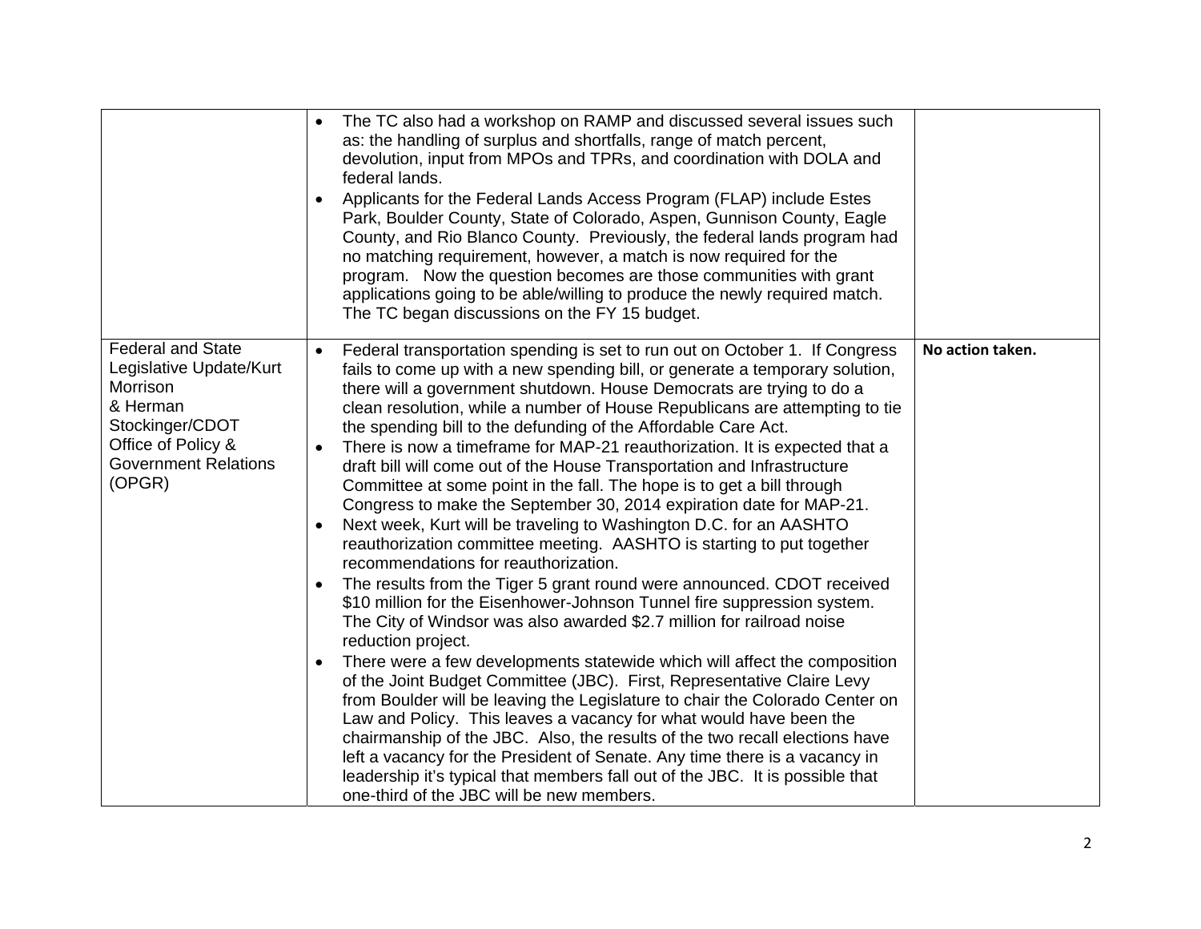| | | |
|---|---|---|
| | • The TC also had a workshop on RAMP and discussed several issues such as: the handling of surplus and shortfalls, range of match percent, devolution, input from MPOs and TPRs, and coordination with DOLA and federal lands.<br>• Applicants for the Federal Lands Access Program (FLAP) include Estes Park, Boulder County, State of Colorado, Aspen, Gunnison County, Eagle County, and Rio Blanco County. Previously, the federal lands program had no matching requirement, however, a match is now required for the program. Now the question becomes are those communities with grant applications going to be able/willing to produce the newly required match. The TC began discussions on the FY 15 budget. | |
| Federal and State Legislative Update/Kurt Morrison & Herman Stockinger/CDOT Office of Policy & Government Relations (OPGR) | • Federal transportation spending is set to run out on October 1. If Congress fails to come up with a new spending bill, or generate a temporary solution, there will a government shutdown. House Democrats are trying to do a clean resolution, while a number of House Republicans are attempting to tie the spending bill to the defunding of the Affordable Care Act.<br>• There is now a timeframe for MAP-21 reauthorization. It is expected that a draft bill will come out of the House Transportation and Infrastructure Committee at some point in the fall. The hope is to get a bill through Congress to make the September 30, 2014 expiration date for MAP-21.<br>• Next week, Kurt will be traveling to Washington D.C. for an AASHTO reauthorization committee meeting. AASHTO is starting to put together recommendations for reauthorization.<br>• The results from the Tiger 5 grant round were announced. CDOT received \$10 million for the Eisenhower-Johnson Tunnel fire suppression system. The City of Windsor was also awarded \$2.7 million for railroad noise reduction project.<br>• There were a few developments statewide which will affect the composition of the Joint Budget Committee (JBC). First, Representative Claire Levy from Boulder will be leaving the Legislature to chair the Colorado Center on Law and Policy. This leaves a vacancy for what would have been the chairmanship of the JBC. Also, the results of the two recall elections have left a vacancy for the President of Senate. Any time there is a vacancy in leadership it's typical that members fall out of the JBC. It is possible that one-third of the JBC will be new members. | **No action taken.** |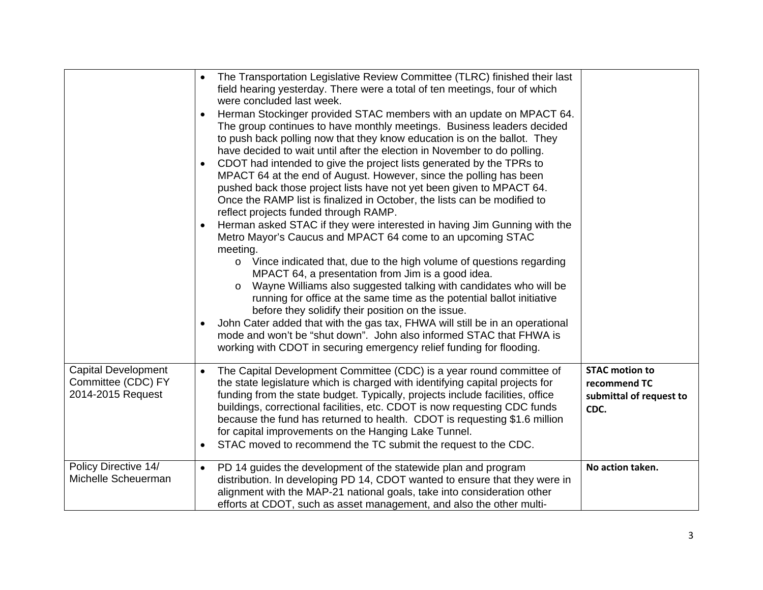| | | |
|---|---|---|
| | • The Transportation Legislative Review Committee (TLRC) finished their last field hearing yesterday. There were a total of ten meetings, four of which were concluded last week.<br>• Herman Stockinger provided STAC members with an update on MPACT 64. The group continues to have monthly meetings. Business leaders decided to push back polling now that they know education is on the ballot. They have decided to wait until after the election in November to do polling.<br>• CDOT had intended to give the project lists generated by the TPRs to MPACT 64 at the end of August. However, since the polling has been pushed back those project lists have not yet been given to MPACT 64. Once the RAMP list is finalized in October, the lists can be modified to reflect projects funded through RAMP.<br>• Herman asked STAC if they were interested in having Jim Gunning with the Metro Mayor's Caucus and MPACT 64 come to an upcoming STAC meeting.<br>&nbsp;&nbsp;&nbsp;&nbsp;o Vince indicated that, due to the high volume of questions regarding MPACT 64, a presentation from Jim is a good idea.<br>&nbsp;&nbsp;&nbsp;&nbsp;o Wayne Williams also suggested talking with candidates who will be running for office at the same time as the potential ballot initiative before they solidify their position on the issue.<br>• John Cater added that with the gas tax, FHWA will still be in an operational mode and won't be "shut down". John also informed STAC that FHWA is working with CDOT in securing emergency relief funding for flooding. | |
| Capital Development Committee (CDC) FY 2014-2015 Request | • The Capital Development Committee (CDC) is a year round committee of the state legislature which is charged with identifying capital projects for funding from the state budget. Typically, projects include facilities, office buildings, correctional facilities, etc. CDOT is now requesting CDC funds because the fund has returned to health. CDOT is requesting $1.6 million for capital improvements on the Hanging Lake Tunnel.<br>• STAC moved to recommend the TC submit the request to the CDC. | **STAC motion to recommend TC submittal of request to CDC.** |
| Policy Directive 14/ Michelle Scheuerman | • PD 14 guides the development of the statewide plan and program distribution. In developing PD 14, CDOT wanted to ensure that they were in alignment with the MAP-21 national goals, take into consideration other efforts at CDOT, such as asset management, and also the other multi- | **No action taken.** |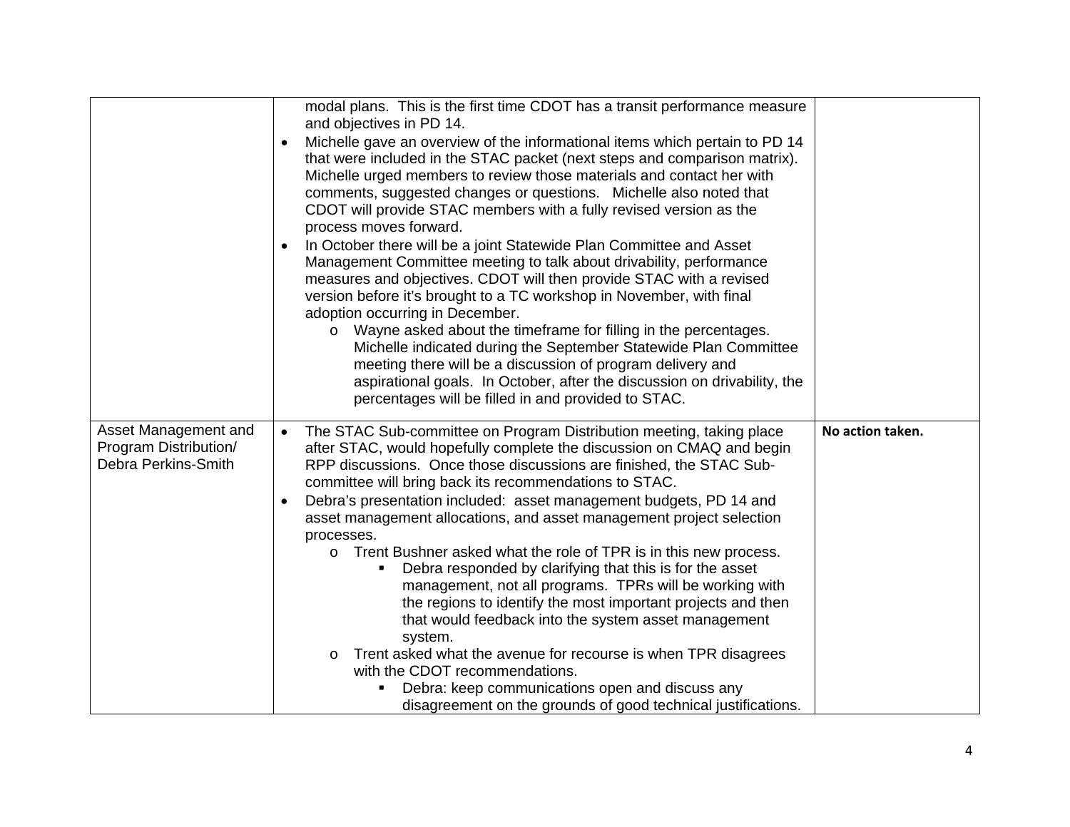| | | |
|---|---|---|
| | modal plans. This is the first time CDOT has a transit performance measure and objectives in PD 14.<br>• Michelle gave an overview of the informational items which pertain to PD 14 that were included in the STAC packet (next steps and comparison matrix). Michelle urged members to review those materials and contact her with comments, suggested changes or questions. Michelle also noted that CDOT will provide STAC members with a fully revised version as the process moves forward.<br>• In October there will be a joint Statewide Plan Committee and Asset Management Committee meeting to talk about drivability, performance measures and objectives. CDOT will then provide STAC with a revised version before it's brought to a TC workshop in November, with final adoption occurring in December.<br>&nbsp;&nbsp;&nbsp;&nbsp;o Wayne asked about the timeframe for filling in the percentages. Michelle indicated during the September Statewide Plan Committee meeting there will be a discussion of program delivery and aspirational goals. In October, after the discussion on drivability, the percentages will be filled in and provided to STAC. | |
| Asset Management and Program Distribution/ Debra Perkins-Smith | • The STAC Sub-committee on Program Distribution meeting, taking place after STAC, would hopefully complete the discussion on CMAQ and begin RPP discussions. Once those discussions are finished, the STAC Sub-committee will bring back its recommendations to STAC.<br>• Debra's presentation included: asset management budgets, PD 14 and asset management allocations, and asset management project selection processes.<br>&nbsp;&nbsp;&nbsp;&nbsp;o Trent Bushner asked what the role of TPR is in this new process.<br>&nbsp;&nbsp;&nbsp;&nbsp;&nbsp;&nbsp;&nbsp;&nbsp;▪ Debra responded by clarifying that this is for the asset management, not all programs. TPRs will be working with the regions to identify the most important projects and then that would feedback into the system asset management system.<br>&nbsp;&nbsp;&nbsp;&nbsp;o Trent asked what the avenue for recourse is when TPR disagrees with the CDOT recommendations.<br>&nbsp;&nbsp;&nbsp;&nbsp;&nbsp;&nbsp;&nbsp;&nbsp;▪ Debra: keep communications open and discuss any disagreement on the grounds of good technical justifications. | **No action taken.** |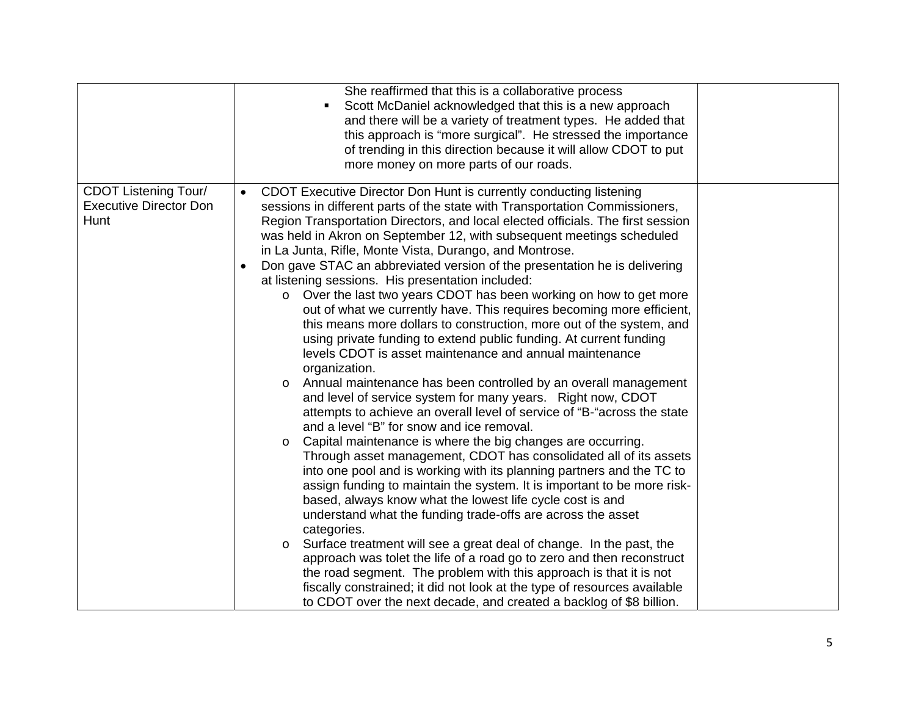| | | |
|---|---|---|
| | She reaffirmed that this is a collaborative process<br>▪ Scott McDaniel acknowledged that this is a new approach and there will be a variety of treatment types. He added that this approach is "more surgical". He stressed the importance of trending in this direction because it will allow CDOT to put more money on more parts of our roads. | |
| CDOT Listening Tour/ Executive Director Don Hunt | • CDOT Executive Director Don Hunt is currently conducting listening sessions in different parts of the state with Transportation Commissioners, Region Transportation Directors, and local elected officials. The first session was held in Akron on September 12, with subsequent meetings scheduled in La Junta, Rifle, Monte Vista, Durango, and Montrose.<br>• Don gave STAC an abbreviated version of the presentation he is delivering at listening sessions. His presentation included:<br>  o Over the last two years CDOT has been working on how to get more out of what we currently have. This requires becoming more efficient, this means more dollars to construction, more out of the system, and using private funding to extend public funding. At current funding levels CDOT is asset maintenance and annual maintenance organization.<br>  o Annual maintenance has been controlled by an overall management and level of service system for many years. Right now, CDOT attempts to achieve an overall level of service of "B-"across the state and a level "B" for snow and ice removal.<br>  o Capital maintenance is where the big changes are occurring. Through asset management, CDOT has consolidated all of its assets into one pool and is working with its planning partners and the TC to assign funding to maintain the system. It is important to be more risk-based, always know what the lowest life cycle cost is and understand what the funding trade-offs are across the asset categories.<br>  o Surface treatment will see a great deal of change. In the past, the approach was tolet the life of a road go to zero and then reconstruct the road segment. The problem with this approach is that it is not fiscally constrained; it did not look at the type of resources available to CDOT over the next decade, and created a backlog of $8 billion. | |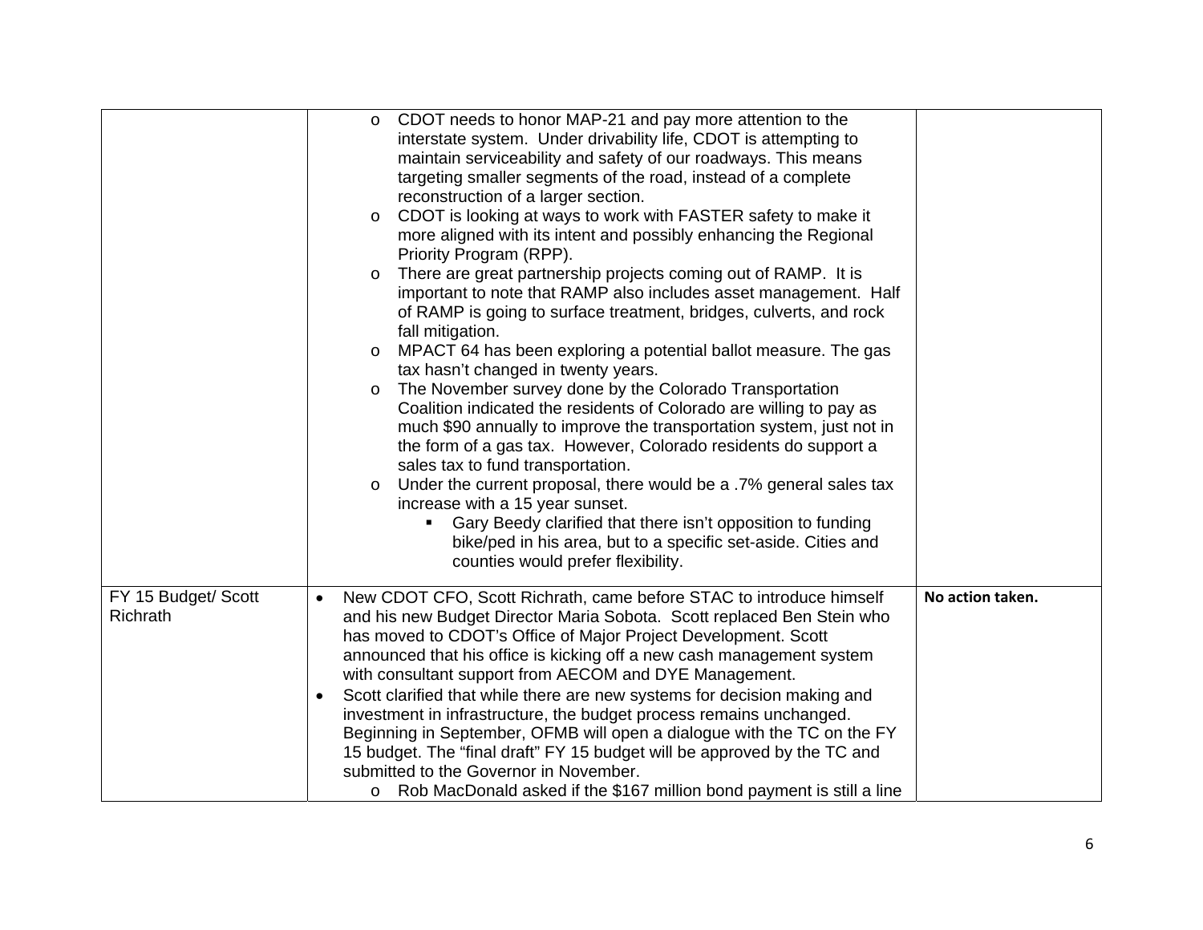| | | |
|---|---|---|
| | o CDOT needs to honor MAP-21 and pay more attention to the interstate system. Under drivability life, CDOT is attempting to maintain serviceability and safety of our roadways. This means targeting smaller segments of the road, instead of a complete reconstruction of a larger section.<br>o CDOT is looking at ways to work with FASTER safety to make it more aligned with its intent and possibly enhancing the Regional Priority Program (RPP).<br>o There are great partnership projects coming out of RAMP. It is important to note that RAMP also includes asset management. Half of RAMP is going to surface treatment, bridges, culverts, and rock fall mitigation.<br>o MPACT 64 has been exploring a potential ballot measure. The gas tax hasn't changed in twenty years.<br>o The November survey done by the Colorado Transportation Coalition indicated the residents of Colorado are willing to pay as much $90 annually to improve the transportation system, just not in the form of a gas tax. However, Colorado residents do support a sales tax to fund transportation.<br>o Under the current proposal, there would be a .7% general sales tax increase with a 15 year sunset.<br>▪ Gary Beedy clarified that there isn't opposition to funding bike/ped in his area, but to a specific set-aside. Cities and counties would prefer flexibility. | |
| FY 15 Budget/ Scott Richrath | • New CDOT CFO, Scott Richrath, came before STAC to introduce himself and his new Budget Director Maria Sobota. Scott replaced Ben Stein who has moved to CDOT's Office of Major Project Development. Scott announced that his office is kicking off a new cash management system with consultant support from AECOM and DYE Management.<br>• Scott clarified that while there are new systems for decision making and investment in infrastructure, the budget process remains unchanged. Beginning in September, OFMB will open a dialogue with the TC on the FY 15 budget. The "final draft" FY 15 budget will be approved by the TC and submitted to the Governor in November.<br>o Rob MacDonald asked if the $167 million bond payment is still a line | **No action taken.** |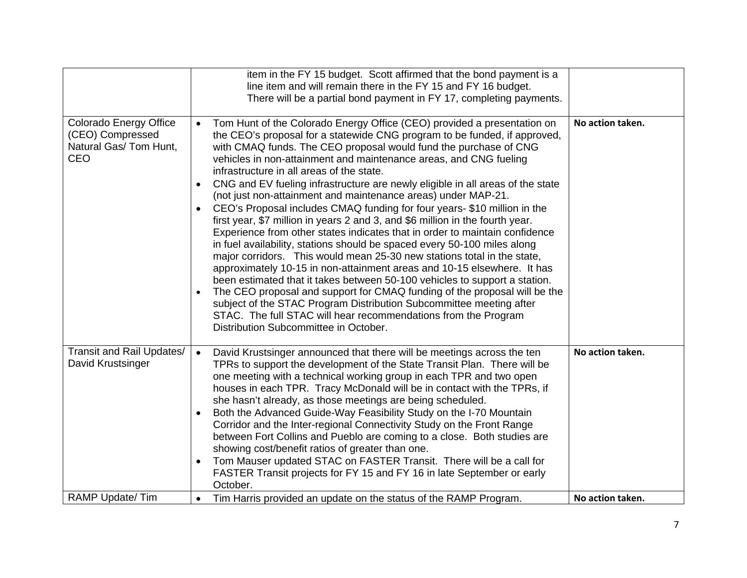| | | |
|---|---|---|
| | item in the FY 15 budget. Scott affirmed that the bond payment is a line item and will remain there in the FY 15 and FY 16 budget. There will be a partial bond payment in FY 17, completing payments. | |
| Colorado Energy Office (CEO) Compressed Natural Gas/ Tom Hunt, CEO | • Tom Hunt of the Colorado Energy Office (CEO) provided a presentation on the CEO's proposal for a statewide CNG program to be funded, if approved, with CMAQ funds. The CEO proposal would fund the purchase of CNG vehicles in non-attainment and maintenance areas, and CNG fueling infrastructure in all areas of the state.<br>• CNG and EV fueling infrastructure are newly eligible in all areas of the state (not just non-attainment and maintenance areas) under MAP-21.<br>• CEO's Proposal includes CMAQ funding for four years- $10 million in the first year, $7 million in years 2 and 3, and $6 million in the fourth year. Experience from other states indicates that in order to maintain confidence in fuel availability, stations should be spaced every 50-100 miles along major corridors. This would mean 25-30 new stations total in the state, approximately 10-15 in non-attainment areas and 10-15 elsewhere. It has been estimated that it takes between 50-100 vehicles to support a station.<br>• The CEO proposal and support for CMAQ funding of the proposal will be the subject of the STAC Program Distribution Subcommittee meeting after STAC. The full STAC will hear recommendations from the Program Distribution Subcommittee in October. | **No action taken.** |
| Transit and Rail Updates/ David Krustsinger | • David Krustsinger announced that there will be meetings across the ten TPRs to support the development of the State Transit Plan. There will be one meeting with a technical working group in each TPR and two open houses in each TPR. Tracy McDonald will be in contact with the TPRs, if she hasn't already, as those meetings are being scheduled.<br>• Both the Advanced Guide-Way Feasibility Study on the I-70 Mountain Corridor and the Inter-regional Connectivity Study on the Front Range between Fort Collins and Pueblo are coming to a close. Both studies are showing cost/benefit ratios of greater than one.<br>• Tom Mauser updated STAC on FASTER Transit. There will be a call for FASTER Transit projects for FY 15 and FY 16 in late September or early October. | **No action taken.** |
| RAMP Update/ Tim | • Tim Harris provided an update on the status of the RAMP Program. | **No action taken.** |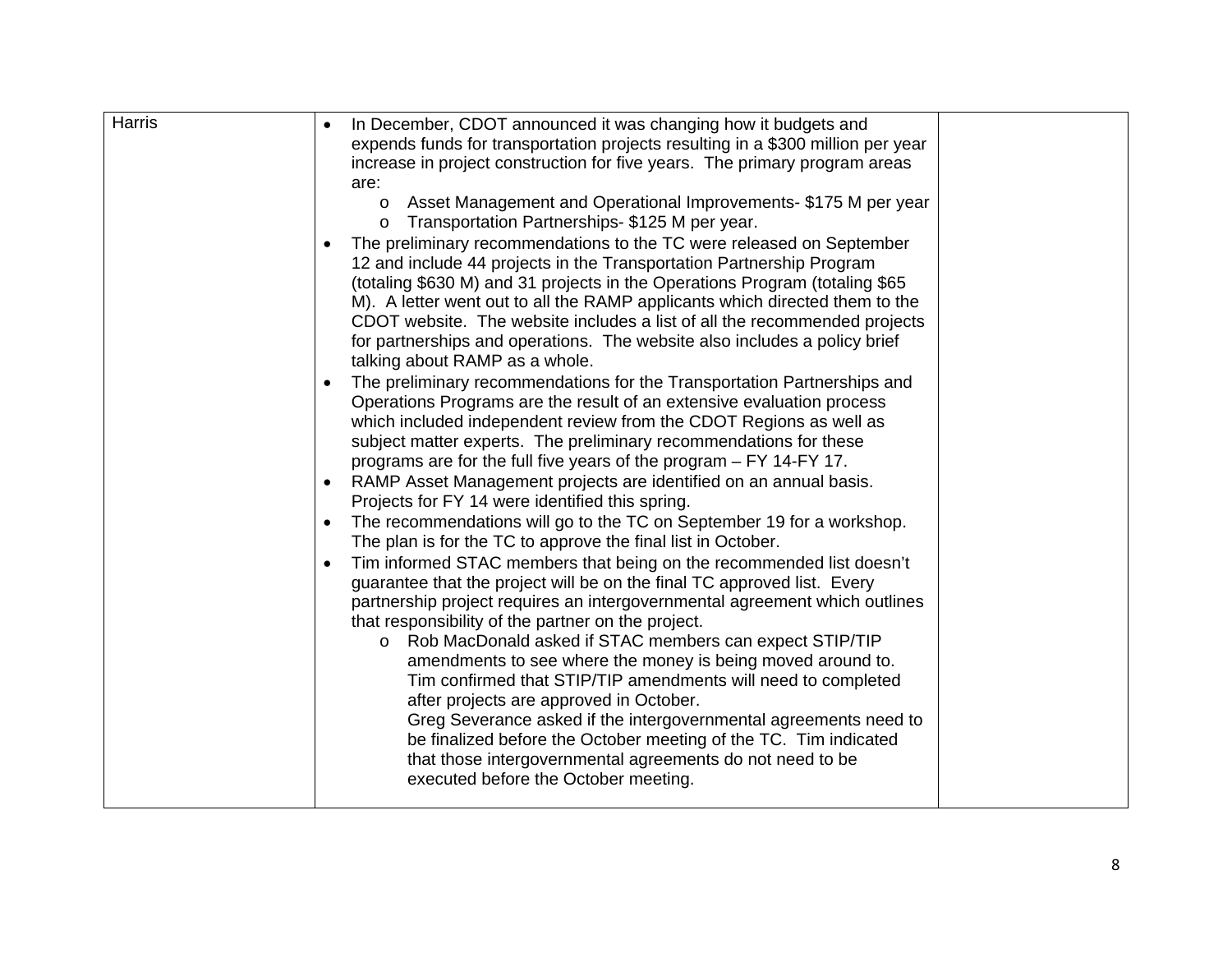| | | |
|---|---|---|
| Harris | • In December, CDOT announced it was changing how it budgets and expends funds for transportation projects resulting in a $300 million per year increase in project construction for five years. The primary program areas are:<br>  o Asset Management and Operational Improvements- $175 M per year<br>  o Transportation Partnerships- $125 M per year.<br>• The preliminary recommendations to the TC were released on September 12 and include 44 projects in the Transportation Partnership Program (totaling $630 M) and 31 projects in the Operations Program (totaling $65 M). A letter went out to all the RAMP applicants which directed them to the CDOT website. The website includes a list of all the recommended projects for partnerships and operations. The website also includes a policy brief talking about RAMP as a whole.<br>• The preliminary recommendations for the Transportation Partnerships and Operations Programs are the result of an extensive evaluation process which included independent review from the CDOT Regions as well as subject matter experts. The preliminary recommendations for these programs are for the full five years of the program – FY 14-FY 17.<br>• RAMP Asset Management projects are identified on an annual basis. Projects for FY 14 were identified this spring.<br>• The recommendations will go to the TC on September 19 for a workshop. The plan is for the TC to approve the final list in October.<br>• Tim informed STAC members that being on the recommended list doesn't guarantee that the project will be on the final TC approved list. Every partnership project requires an intergovernmental agreement which outlines that responsibility of the partner on the project.<br>  o Rob MacDonald asked if STAC members can expect STIP/TIP amendments to see where the money is being moved around to. Tim confirmed that STIP/TIP amendments will need to completed after projects are approved in October.<br>  Greg Severance asked if the intergovernmental agreements need to be finalized before the October meeting of the TC. Tim indicated that those intergovernmental agreements do not need to be executed before the October meeting. | |